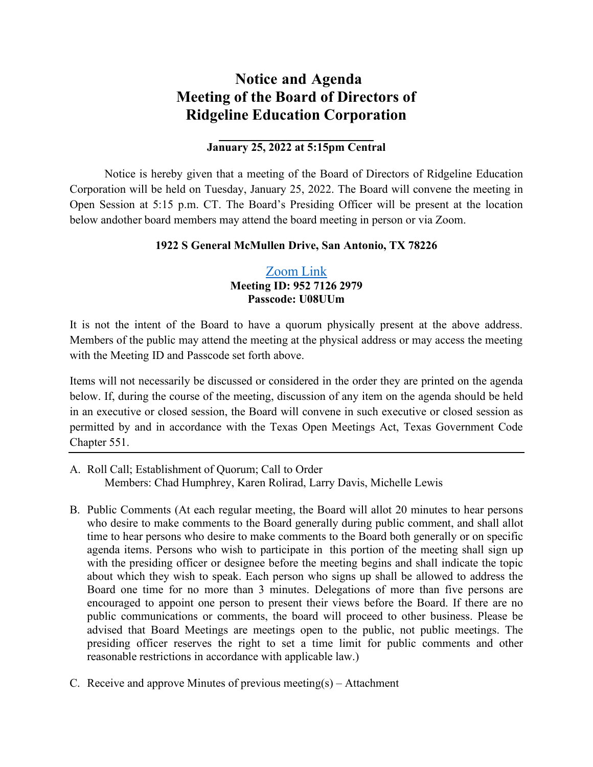# Notice and Agenda
# Meeting of the Board of Directors of
# Ridgeline Education Corporation

**January 25, 2022 at 5:15pm Central**

Notice is hereby given that a meeting of the Board of Directors of Ridgeline Education Corporation will be held on Tuesday, January 25, 2022. The Board will convene the meeting in Open Session at 5:15 p.m. CT. The Board's Presiding Officer will be present at the location below andother board members may attend the board meeting in person or via Zoom.

**1922 S General McMullen Drive, San Antonio, TX 78226**

Zoom Link
**Meeting ID: 952 7126 2979**
**Passcode: U08UUm**

It is not the intent of the Board to have a quorum physically present at the above address. Members of the public may attend the meeting at the physical address or may access the meeting with the Meeting ID and Passcode set forth above.

Items will not necessarily be discussed or considered in the order they are printed on the agenda below. If, during the course of the meeting, discussion of any item on the agenda should be held in an executive or closed session, the Board will convene in such executive or closed session as permitted by and in accordance with the Texas Open Meetings Act, Texas Government Code Chapter 551.

---

A. Roll Call; Establishment of Quorum; Call to Order
   Members: Chad Humphrey, Karen Rolirad, Larry Davis, Michelle Lewis

B. Public Comments (At each regular meeting, the Board will allot 20 minutes to hear persons who desire to make comments to the Board generally during public comment, and shall allot time to hear persons who desire to make comments to the Board both generally or on specific agenda items. Persons who wish to participate in this portion of the meeting shall sign up with the presiding officer or designee before the meeting begins and shall indicate the topic about which they wish to speak. Each person who signs up shall be allowed to address the Board one time for no more than 3 minutes. Delegations of more than five persons are encouraged to appoint one person to present their views before the Board. If there are no public communications or comments, the board will proceed to other business. Please be advised that Board Meetings are meetings open to the public, not public meetings. The presiding officer reserves the right to set a time limit for public comments and other reasonable restrictions in accordance with applicable law.)

C. Receive and approve Minutes of previous meeting(s) – Attachment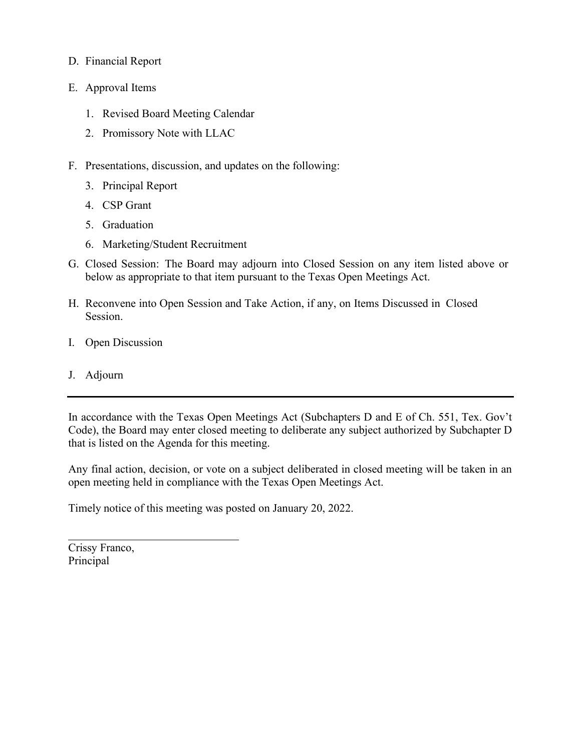D. Financial Report

E. Approval Items

1. Revised Board Meeting Calendar
2. Promissory Note with LLAC

F. Presentations, discussion, and updates on the following:

3. Principal Report
4. CSP Grant
5. Graduation
6. Marketing/Student Recruitment

G. Closed Session: The Board may adjourn into Closed Session on any item listed above or below as appropriate to that item pursuant to the Texas Open Meetings Act.

H. Reconvene into Open Session and Take Action, if any, on Items Discussed in Closed Session.

I. Open Discussion

J. Adjourn

---

In accordance with the Texas Open Meetings Act (Subchapters D and E of Ch. 551, Tex. Gov't Code), the Board may enter closed meeting to deliberate any subject authorized by Subchapter D that is listed on the Agenda for this meeting.

Any final action, decision, or vote on a subject deliberated in closed meeting will be taken in an open meeting held in compliance with the Texas Open Meetings Act.

Timely notice of this meeting was posted on January 20, 2022.

\_\_\_\_\_\_\_\_\_\_\_\_\_\_\_\_\_\_\_\_\_\_\_\_\_\_\_\_\_\_

Crissy Franco,
Principal